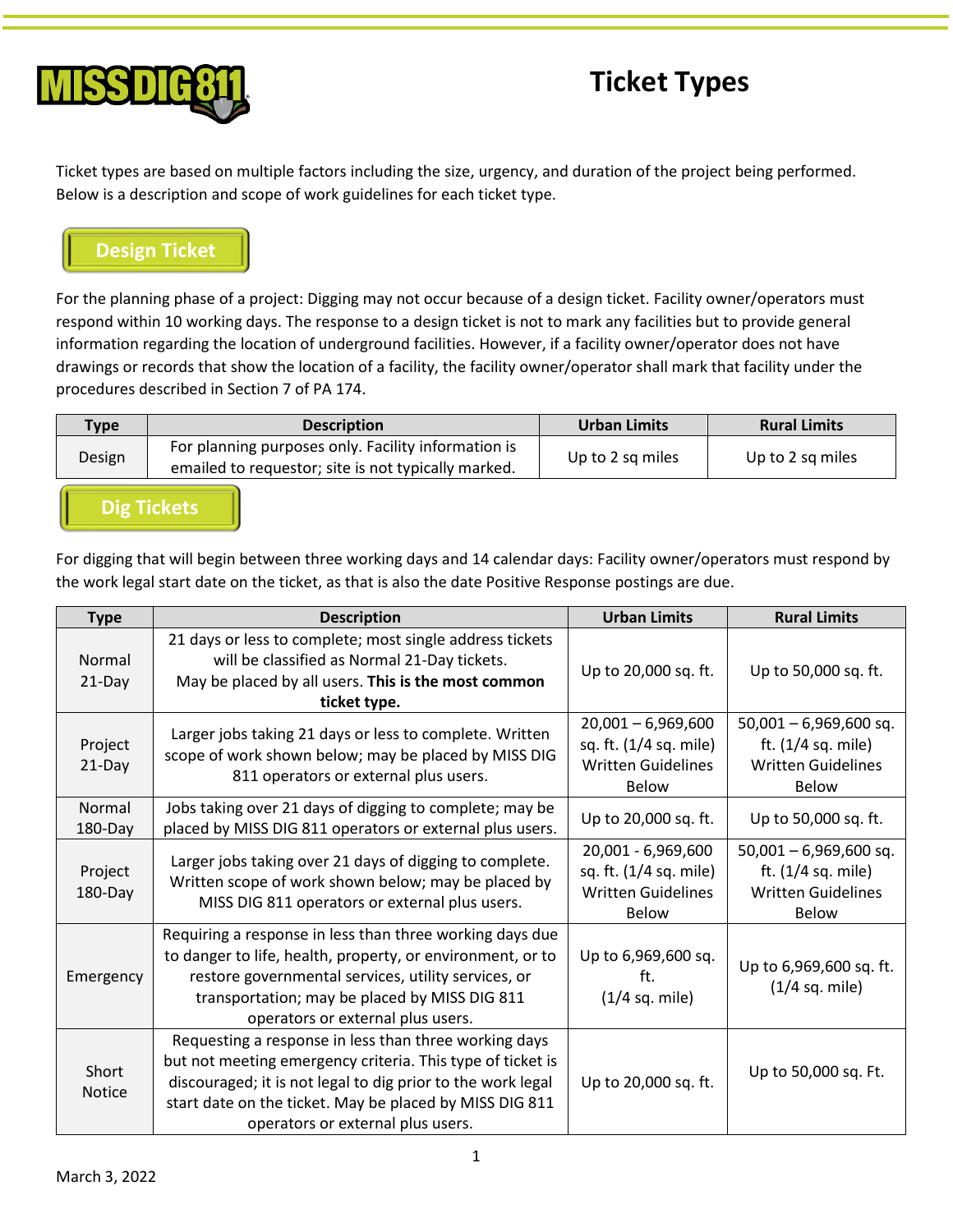MISS DIG 811

# Ticket Types

Ticket types are based on multiple factors including the size, urgency, and duration of the project being performed. Below is a description and scope of work guidelines for each ticket type.

## Design Ticket

For the planning phase of a project: Digging may not occur because of a design ticket. Facility owner/operators must respond within 10 working days. The response to a design ticket is not to mark any facilities but to provide general information regarding the location of underground facilities. However, if a facility owner/operator does not have drawings or records that show the location of a facility, the facility owner/operator shall mark that facility under the procedures described in Section 7 of PA 174.

| Type | Description | Urban Limits | Rural Limits |
| --- | --- | --- | --- |
| Design | For planning purposes only. Facility information is emailed to requestor; site is not typically marked. | Up to 2 sq miles | Up to 2 sq miles |

## Dig Tickets

For digging that will begin between three working days and 14 calendar days: Facility owner/operators must respond by the work legal start date on the ticket, as that is also the date Positive Response postings are due.

| Type | Description | Urban Limits | Rural Limits |
| --- | --- | --- | --- |
| Normal 21-Day | 21 days or less to complete; most single address tickets will be classified as Normal 21-Day tickets. May be placed by all users. **This is the most common ticket type.** | Up to 20,000 sq. ft. | Up to 50,000 sq. ft. |
| Project 21-Day | Larger jobs taking 21 days or less to complete. Written scope of work shown below; may be placed by MISS DIG 811 operators or external plus users. | 20,001 – 6,969,600 sq. ft. (1/4 sq. mile) Written Guidelines Below | 50,001 – 6,969,600 sq. ft. (1/4 sq. mile) Written Guidelines Below |
| Normal 180-Day | Jobs taking over 21 days of digging to complete; may be placed by MISS DIG 811 operators or external plus users. | Up to 20,000 sq. ft. | Up to 50,000 sq. ft. |
| Project 180-Day | Larger jobs taking over 21 days of digging to complete. Written scope of work shown below; may be placed by MISS DIG 811 operators or external plus users. | 20,001 - 6,969,600 sq. ft. (1/4 sq. mile) Written Guidelines Below | 50,001 – 6,969,600 sq. ft. (1/4 sq. mile) Written Guidelines Below |
| Emergency | Requiring a response in less than three working days due to danger to life, health, property, or environment, or to restore governmental services, utility services, or transportation; may be placed by MISS DIG 811 operators or external plus users. | Up to 6,969,600 sq. ft. (1/4 sq. mile) | Up to 6,969,600 sq. ft. (1/4 sq. mile) |
| Short Notice | Requesting a response in less than three working days but not meeting emergency criteria. This type of ticket is discouraged; it is not legal to dig prior to the work legal start date on the ticket. May be placed by MISS DIG 811 operators or external plus users. | Up to 20,000 sq. ft. | Up to 50,000 sq. Ft. |

March 3, 2022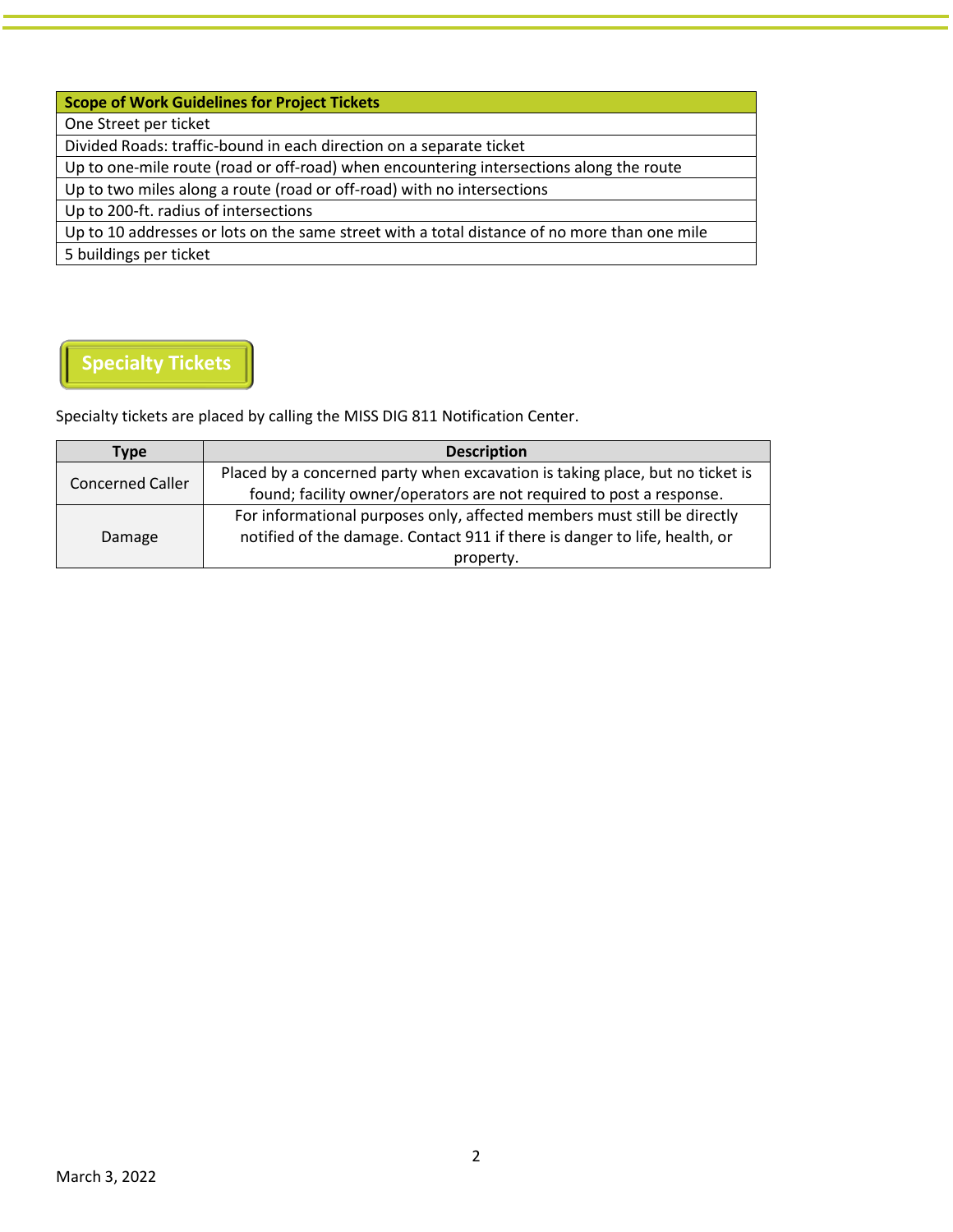| Scope of Work Guidelines for Project Tickets |
| --- |
| One Street per ticket |
| Divided Roads: traffic-bound in each direction on a separate ticket |
| Up to one-mile route (road or off-road) when encountering intersections along the route |
| Up to two miles along a route (road or off-road) with no intersections |
| Up to 200-ft. radius of intersections |
| Up to 10 addresses or lots on the same street with a total distance of no more than one mile |
| 5 buildings per ticket |

## Specialty Tickets

Specialty tickets are placed by calling the MISS DIG 811 Notification Center.

| Type | Description |
| --- | --- |
| Concerned Caller | Placed by a concerned party when excavation is taking place, but no ticket is found; facility owner/operators are not required to post a response. |
| Damage | For informational purposes only, affected members must still be directly notified of the damage. Contact 911 if there is danger to life, health, or property. |

March 3, 2022